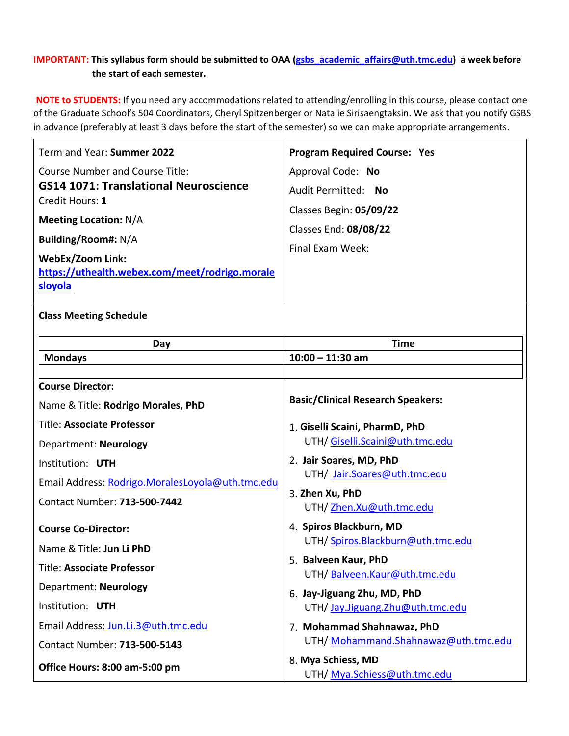**IMPORTANT: This syllabus form should be submitted to OAA (gsbs_academic_affairs@uth.tmc.edu) a week before the start of each semester.**

**NOTE to STUDENTS:** If you need any accommodations related to attending/enrolling in this course, please contact one of the Graduate School's 504 Coordinators, Cheryl Spitzenberger or Natalie Sirisaengtaksin. We ask that you notify GSBS in advance (preferably at least 3 days before the start of the semester) so we can make appropriate arrangements.

Term and Year: **Summer 2022**

Course Number and Course Title:
**GS14 1071: Translational Neuroscience**

Credit Hours: **1**

**Meeting Location:** N/A

**Building/Room#:** N/A

**WebEx/Zoom Link:** https://uthealth.webex.com/meet/rodrigo.moralesloyola

**Program Required Course: Yes**

Approval Code: **No**

Audit Permitted: **No**

Classes Begin: **05/09/22**

Classes End: **08/08/22**

Final Exam Week:

**Class Meeting Schedule**

| Day | Time |
| --- | --- |
| **Mondays** | **10:00 – 11:30 am** |
| | |

**Course Director:**

Name & Title: **Rodrigo Morales, PhD**

Title: **Associate Professor**

Department: **Neurology**

Institution: **UTH**

Email Address: Rodrigo.MoralesLoyola@uth.tmc.edu

Contact Number: **713-500-7442**

**Course Co-Director:**

Name & Title: **Jun Li PhD**

Title: **Associate Professor**

Department: **Neurology**

Institution: **UTH**

Email Address: Jun.Li.3@uth.tmc.edu

Contact Number: **713-500-5143**

**Office Hours: 8:00 am-5:00 pm**

**Basic/Clinical Research Speakers:**

1. **Giselli Scaini, PharmD, PhD**
   UTH/ Giselli.Scaini@uth.tmc.edu
2. **Jair Soares, MD, PhD**
   UTH/ Jair.Soares@uth.tmc.edu
3. **Zhen Xu, PhD**
   UTH/ Zhen.Xu@uth.tmc.edu
4. **Spiros Blackburn, MD**
   UTH/ Spiros.Blackburn@uth.tmc.edu
5. **Balveen Kaur, PhD**
   UTH/ Balveen.Kaur@uth.tmc.edu
6. **Jay-Jiguang Zhu, MD, PhD**
   UTH/ Jay.Jiguang.Zhu@uth.tmc.edu
7. **Mohammad Shahnawaz, PhD**
   UTH/ Mohammand.Shahnawaz@uth.tmc.edu
8. **Mya Schiess, MD**
   UTH/ Mya.Schiess@uth.tmc.edu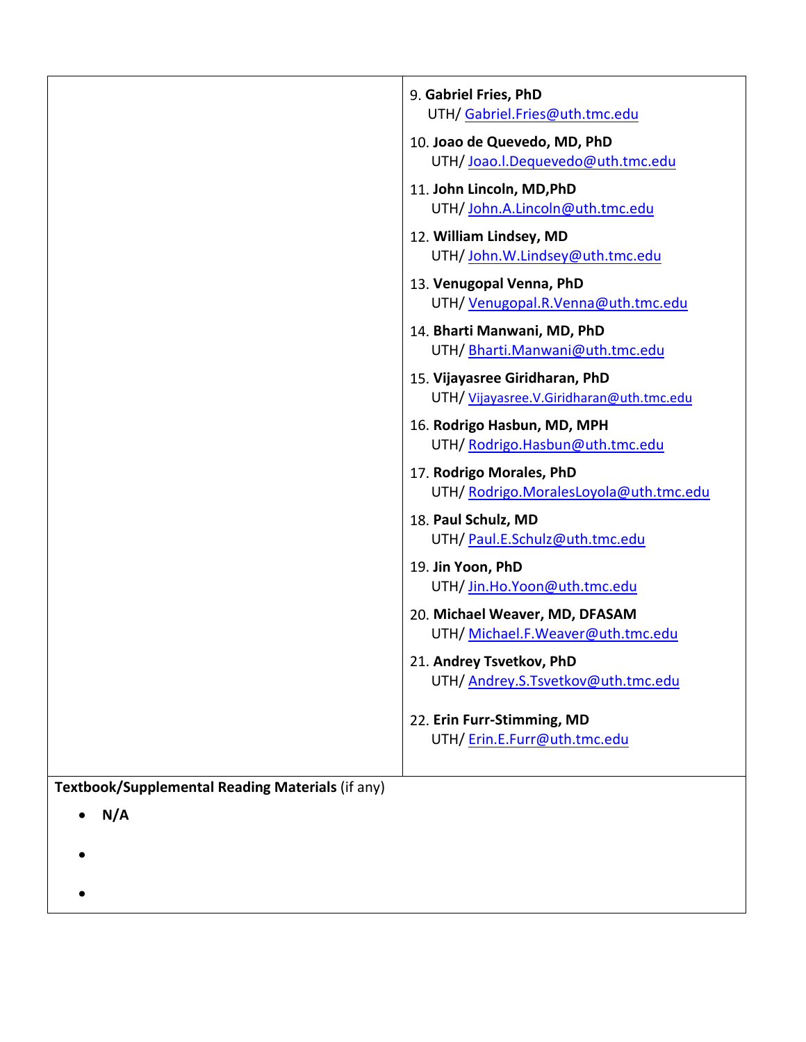| | |
|---|---|
| | 9. **Gabriel Fries, PhD**<br>UTH/ Gabriel.Fries@uth.tmc.edu<br><br>10. **Joao de Quevedo, MD, PhD**<br>UTH/ Joao.l.Dequevedo@uth.tmc.edu<br><br>11. **John Lincoln, MD,PhD**<br>UTH/ John.A.Lincoln@uth.tmc.edu<br><br>12. **William Lindsey, MD**<br>UTH/ John.W.Lindsey@uth.tmc.edu<br><br>13. **Venugopal Venna, PhD**<br>UTH/ Venugopal.R.Venna@uth.tmc.edu<br><br>14. **Bharti Manwani, MD, PhD**<br>UTH/ Bharti.Manwani@uth.tmc.edu<br><br>15. **Vijayasree Giridharan, PhD**<br>UTH/ Vijayasree.V.Giridharan@uth.tmc.edu<br><br>16. **Rodrigo Hasbun, MD, MPH**<br>UTH/ Rodrigo.Hasbun@uth.tmc.edu<br><br>17. **Rodrigo Morales, PhD**<br>UTH/ Rodrigo.MoralesLoyola@uth.tmc.edu<br><br>18. **Paul Schulz, MD**<br>UTH/ Paul.E.Schulz@uth.tmc.edu<br><br>19. **Jin Yoon, PhD**<br>UTH/ Jin.Ho.Yoon@uth.tmc.edu<br><br>20. **Michael Weaver, MD, DFASAM**<br>UTH/ Michael.F.Weaver@uth.tmc.edu<br><br>21. **Andrey Tsvetkov, PhD**<br>UTH/ Andrey.S.Tsvetkov@uth.tmc.edu<br><br>22. **Erin Furr-Stimming, MD**<br>UTH/ Erin.E.Furr@uth.tmc.edu |

**Textbook/Supplemental Reading Materials** (if any)

- **N/A**
-
-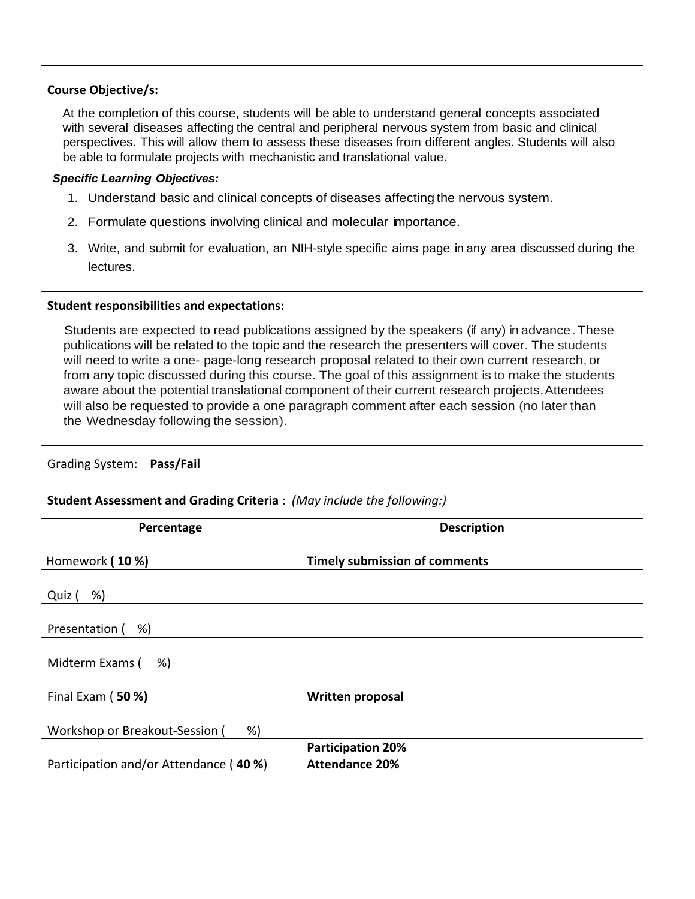**Course Objective/s:**

At the completion of this course, students will be able to understand general concepts associated with several diseases affecting the central and peripheral nervous system from basic and clinical perspectives. This will allow them to assess these diseases from different angles. Students will also be able to formulate projects with mechanistic and translational value.

***Specific Learning Objectives:***

1. Understand basic and clinical concepts of diseases affecting the nervous system.
2. Formulate questions involving clinical and molecular importance.
3. Write, and submit for evaluation, an NIH-style specific aims page in any area discussed during the lectures.

**Student responsibilities and expectations:**

Students are expected to read publications assigned by the speakers (if any) in advance. These publications will be related to the topic and the research the presenters will cover. The students will need to write a one- page-long research proposal related to their own current research, or from any topic discussed during this course. The goal of this assignment is to make the students aware about the potential translational component of their current research projects. Attendees will also be requested to provide a one paragraph comment after each session (no later than the Wednesday following the session).

Grading System: **Pass/Fail**

**Student Assessment and Grading Criteria** : *(May include the following:)*

| Percentage | Description |
|---|---|
| Homework **( 10 %)** | **Timely submission of comments** |
| Quiz ( %) | |
| Presentation ( %) | |
| Midterm Exams ( %) | |
| Final Exam ( **50 %)** | **Written proposal** |
| Workshop or Breakout-Session ( %) | |
| Participation and/or Attendance ( **40 %**) | **Participation 20%**<br>**Attendance 20%** |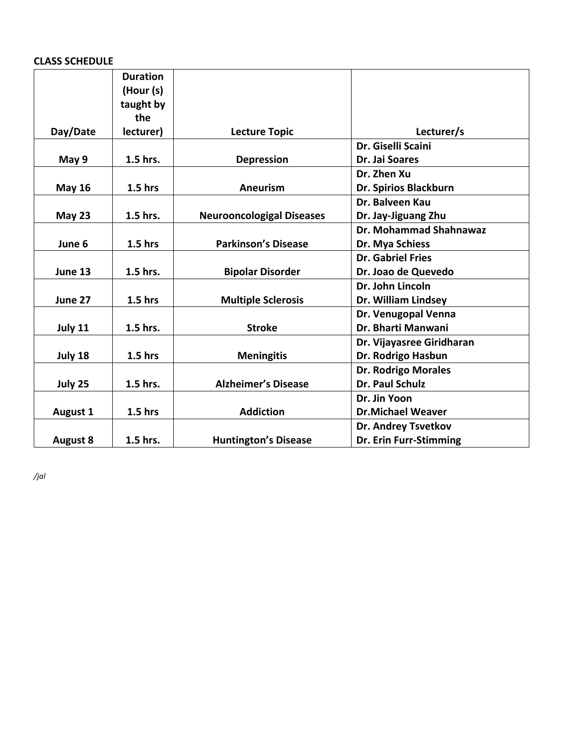**CLASS SCHEDULE**

| Day/Date | Duration (Hour (s) taught by the lecturer) | Lecture Topic | Lecturer/s |
|---|---|---|---|
| **May 9** | **1.5 hrs.** | **Depression** | **Dr. Giselli Scaini<br>Dr. Jai Soares** |
| **May 16** | **1.5 hrs** | **Aneurism** | **Dr. Zhen Xu<br>Dr. Spirios Blackburn** |
| **May 23** | **1.5 hrs.** | **Neurooncologigal Diseases** | **Dr. Balveen Kau<br>Dr. Jay-Jiguang Zhu** |
| **June 6** | **1.5 hrs** | **Parkinson's Disease** | **Dr. Mohammad Shahnawaz<br>Dr. Mya Schiess** |
| **June 13** | **1.5 hrs.** | **Bipolar Disorder** | **Dr. Gabriel Fries<br>Dr. Joao de Quevedo** |
| **June 27** | **1.5 hrs** | **Multiple Sclerosis** | **Dr. John Lincoln<br>Dr. William Lindsey** |
| **July 11** | **1.5 hrs.** | **Stroke** | **Dr. Venugopal Venna<br>Dr. Bharti Manwani** |
| **July 18** | **1.5 hrs** | **Meningitis** | **Dr. Vijayasree Giridharan<br>Dr. Rodrigo Hasbun** |
| **July 25** | **1.5 hrs.** | **Alzheimer's Disease** | **Dr. Rodrigo Morales<br>Dr. Paul Schulz** |
| **August 1** | **1.5 hrs** | **Addiction** | **Dr. Jin Yoon<br>Dr.Michael Weaver** |
| **August 8** | **1.5 hrs.** | **Huntington's Disease** | **Dr. Andrey Tsvetkov<br>Dr. Erin Furr-Stimming** |

*/jal*